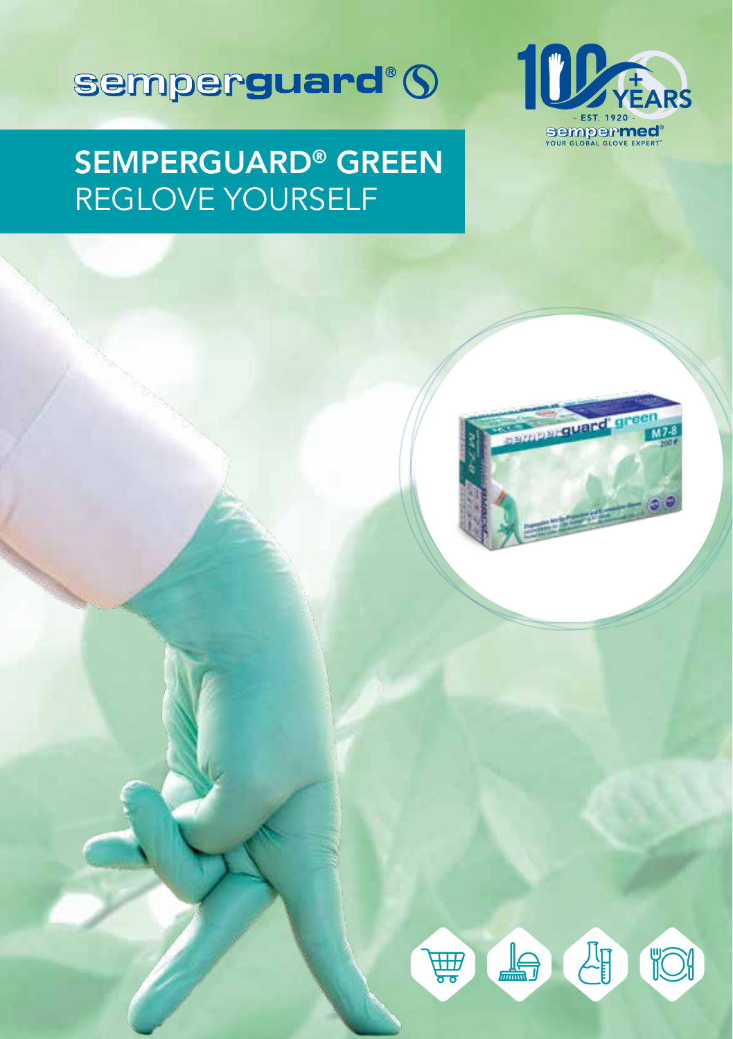semperguard®

# SEMPERGUARD® GREEN
REGLOVE YOURSELF

100+ YEARS
- EST. 1920 -
sempermed®
YOUR GLOBAL GLOVE EXPERT™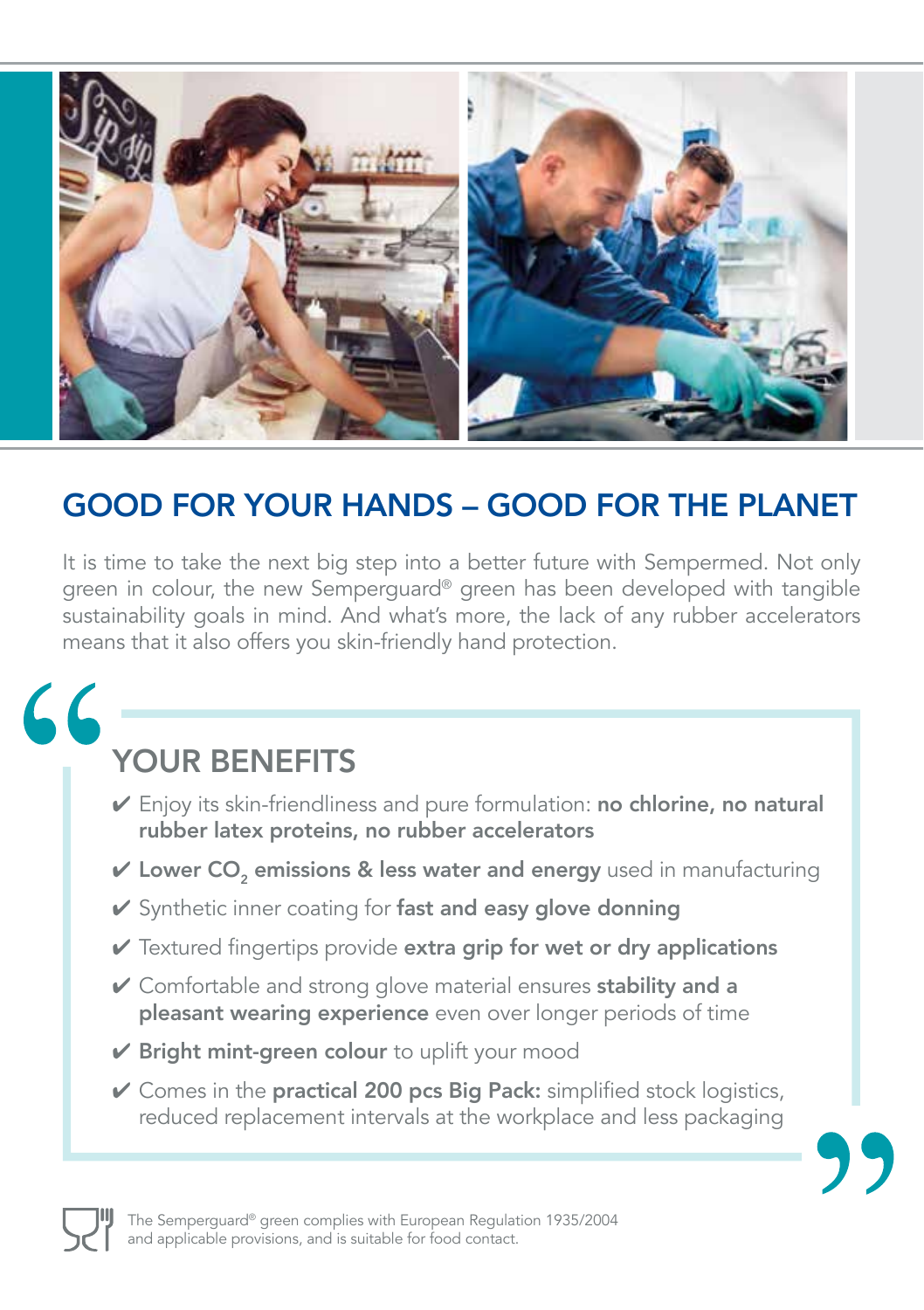## GOOD FOR YOUR HANDS – GOOD FOR THE PLANET

It is time to take the next big step into a better future with Sempermed. Not only green in colour, the new Semperguard® green has been developed with tangible sustainability goals in mind. And what's more, the lack of any rubber accelerators means that it also offers you skin-friendly hand protection.

### YOUR BENEFITS

- ✔ Enjoy its skin-friendliness and pure formulation: **no chlorine, no natural rubber latex proteins, no rubber accelerators**
- ✔ **Lower $CO_2$ emissions & less water and energy** used in manufacturing
- ✔ Synthetic inner coating for **fast and easy glove donning**
- ✔ Textured fingertips provide **extra grip for wet or dry applications**
- ✔ Comfortable and strong glove material ensures **stability and a pleasant wearing experience** even over longer periods of time
- ✔ **Bright mint-green colour** to uplift your mood
- ✔ Comes in the **practical 200 pcs Big Pack:** simplified stock logistics, reduced replacement intervals at the workplace and less packaging

The Semperguard® green complies with European Regulation 1935/2004 and applicable provisions, and is suitable for food contact.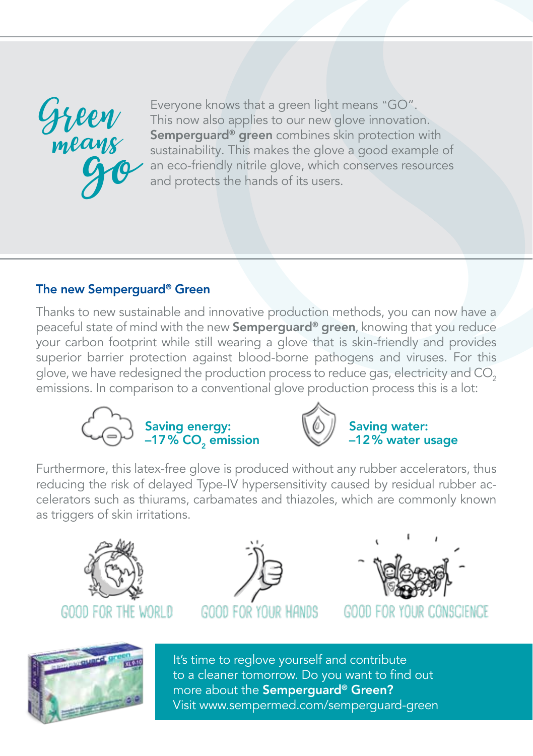# Green means Go

Everyone knows that a green light means "GO". This now also applies to our new glove innovation. **Semperguard® green** combines skin protection with sustainability. This makes the glove a good example of an eco-friendly nitrile glove, which conserves resources and protects the hands of its users.

## The new Semperguard® Green

Thanks to new sustainable and innovative production methods, you can now have a peaceful state of mind with the new **Semperguard® green**, knowing that you reduce your carbon footprint while still wearing a glove that is skin-friendly and provides superior barrier protection against blood-borne pathogens and viruses. For this glove, we have redesigned the production process to reduce gas, electricity and $CO_2$ emissions. In comparison to a conventional glove production process this is a lot:

**Saving energy:**
**–17 % $CO_2$ emission**

**Saving water:**
**–12 % water usage**

Furthermore, this latex-free glove is produced without any rubber accelerators, thus reducing the risk of delayed Type-IV hypersensitivity caused by residual rubber accelerators such as thiurams, carbamates and thiazoles, which are commonly known as triggers of skin irritations.

GOOD FOR THE WORLD

GOOD FOR YOUR HANDS

GOOD FOR YOUR CONSCIENCE

It's time to reglove yourself and contribute to a cleaner tomorrow. Do you want to find out more about the **Semperguard® Green?**
Visit www.sempermed.com/semperguard-green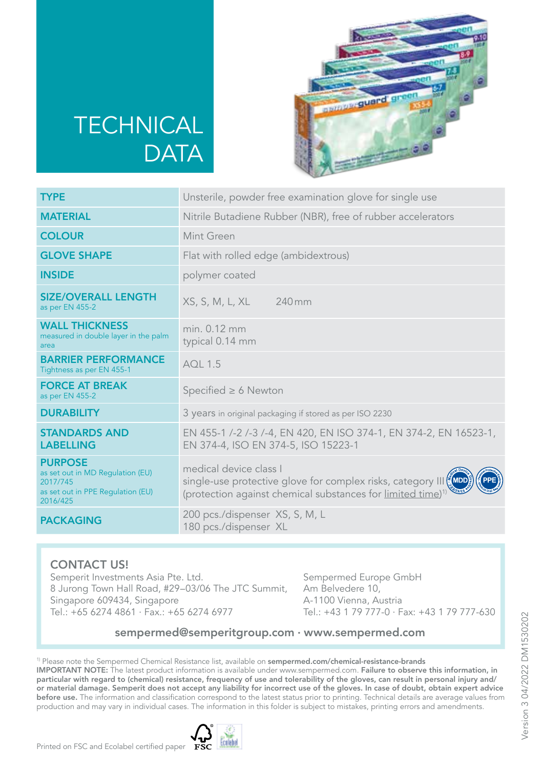# TECHNICAL DATA

| | |
|---|---|
| **TYPE** | Unsterile, powder free examination glove for single use |
| **MATERIAL** | Nitrile Butadiene Rubber (NBR), free of rubber accelerators |
| **COLOUR** | Mint Green |
| **GLOVE SHAPE** | Flat with rolled edge (ambidextrous) |
| **INSIDE** | polymer coated |
| **SIZE/OVERALL LENGTH** as per EN 455-2 | XS, S, M, L, XL 240 mm |
| **WALL THICKNESS** measured in double layer in the palm area | min. 0.12 mm<br>typical 0.14 mm |
| **BARRIER PERFORMANCE** Tightness as per EN 455-1 | AQL 1.5 |
| **FORCE AT BREAK** as per EN 455-2 | Specified ≥ 6 Newton |
| **DURABILITY** | 3 years in original packaging if stored as per ISO 2230 |
| **STANDARDS AND LABELLING** | EN 455-1 /-2 /-3 /-4, EN 420, EN ISO 374-1, EN 374-2, EN 16523-1, EN 374-4, ISO EN 374-5, ISO 15223-1 |
| **PURPOSE** as set out in MD Regulation (EU) 2017/745 as set out in PPE Regulation (EU) 2016/425 | medical device class I<br>single-use protective glove for complex risks, category III<br>(protection against chemical substances for limited time)[1] |
| **PACKAGING** | 200 pcs./dispenser XS, S, M, L<br>180 pcs./dispenser XL |

## CONTACT US!

Semperit Investments Asia Pte. Ltd.
8 Jurong Town Hall Road, #29–03/06 The JTC Summit,
Singapore 609434, Singapore
Tel.: +65 6274 4861 · Fax.: +65 6274 6977

Sempermed Europe GmbH
Am Belvedere 10,
A-1100 Vienna, Austria
Tel.: +43 1 79 777-0 · Fax: +43 1 79 777-630

**sempermed@semperitgroup.com · www.sempermed.com**

[1] Please note the Sempermed Chemical Resistance list, available on **sempermed.com/chemical-resistance-brands**

**IMPORTANT NOTE:** The latest product information is available under www.sempermed.com. **Failure to observe this information, in particular with regard to (chemical) resistance, frequency of use and tolerability of the gloves, can result in personal injury and/or material damage. Semperit does not accept any liability for incorrect use of the gloves. In case of doubt, obtain expert advice before use.** The information and classification correspond to the latest status prior to printing. Technical details are average values from production and may vary in individual cases. The information in this folder is subject to mistakes, printing errors and amendments.

Printed on FSC and Ecolabel certified paper

Version 3 04/2022 DM1530202